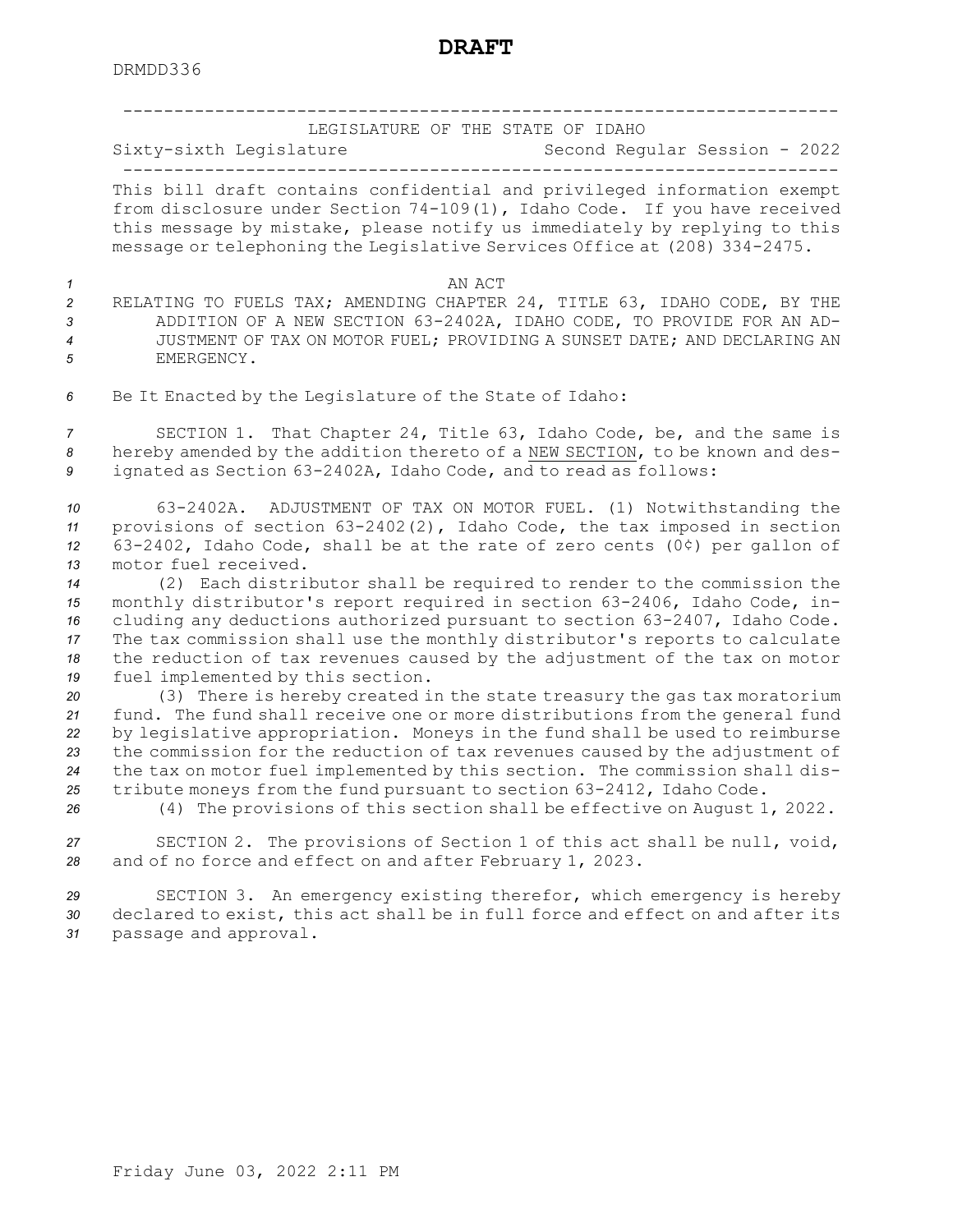# DRAFT

DRMDD336

---

LEGISLATURE OF THE STATE OF IDAHO

Sixty-sixth Legislature Second Regular Session - 2022

---

This bill draft contains confidential and privileged information exempt from disclosure under Section 74-109(1), Idaho Code. If you have received this message by mistake, please notify us immediately by replying to this message or telephoning the Legislative Services Office at (208) 334-2475.

AN ACT

RELATING TO FUELS TAX; AMENDING CHAPTER 24, TITLE 63, IDAHO CODE, BY THE ADDITION OF A NEW SECTION 63-2402A, IDAHO CODE, TO PROVIDE FOR AN ADJUSTMENT OF TAX ON MOTOR FUEL; PROVIDING A SUNSET DATE; AND DECLARING AN EMERGENCY.

Be It Enacted by the Legislature of the State of Idaho:

SECTION 1. That Chapter 24, Title 63, Idaho Code, be, and the same is hereby amended by the addition thereto of a NEW SECTION, to be known and designated as Section 63-2402A, Idaho Code, and to read as follows:

63-2402A. ADJUSTMENT OF TAX ON MOTOR FUEL. (1) Notwithstanding the provisions of section 63-2402(2), Idaho Code, the tax imposed in section 63-2402, Idaho Code, shall be at the rate of zero cents (0¢) per gallon of motor fuel received.

(2) Each distributor shall be required to render to the commission the monthly distributor's report required in section 63-2406, Idaho Code, including any deductions authorized pursuant to section 63-2407, Idaho Code. The tax commission shall use the monthly distributor's reports to calculate the reduction of tax revenues caused by the adjustment of the tax on motor fuel implemented by this section.

(3) There is hereby created in the state treasury the gas tax moratorium fund. The fund shall receive one or more distributions from the general fund by legislative appropriation. Moneys in the fund shall be used to reimburse the commission for the reduction of tax revenues caused by the adjustment of the tax on motor fuel implemented by this section. The commission shall distribute moneys from the fund pursuant to section 63-2412, Idaho Code.

(4) The provisions of this section shall be effective on August 1, 2022.

SECTION 2. The provisions of Section 1 of this act shall be null, void, and of no force and effect on and after February 1, 2023.

SECTION 3. An emergency existing therefor, which emergency is hereby declared to exist, this act shall be in full force and effect on and after its passage and approval.

Friday June 03, 2022 2:11 PM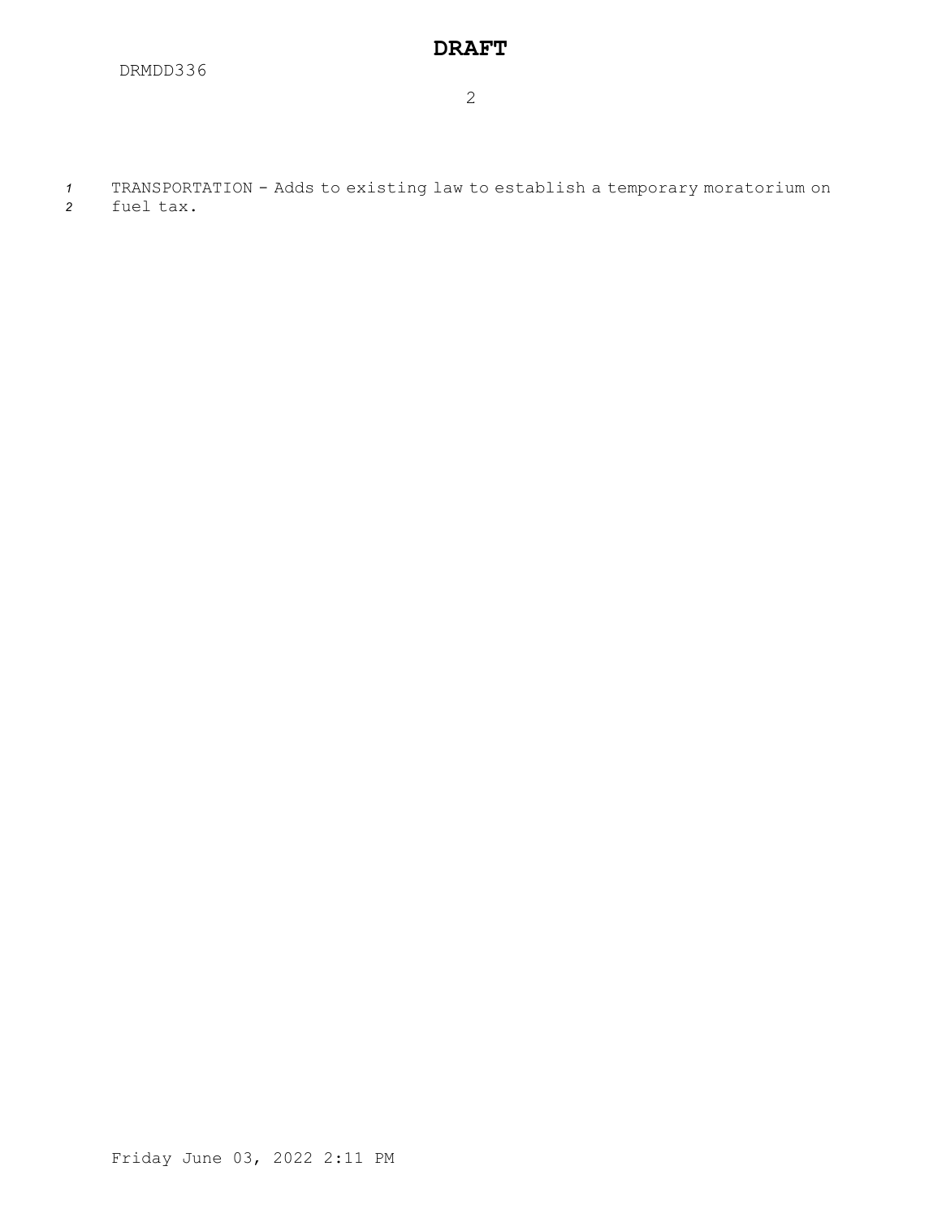TRANSPORTATION - Adds to existing law to establish a temporary moratorium on fuel tax.